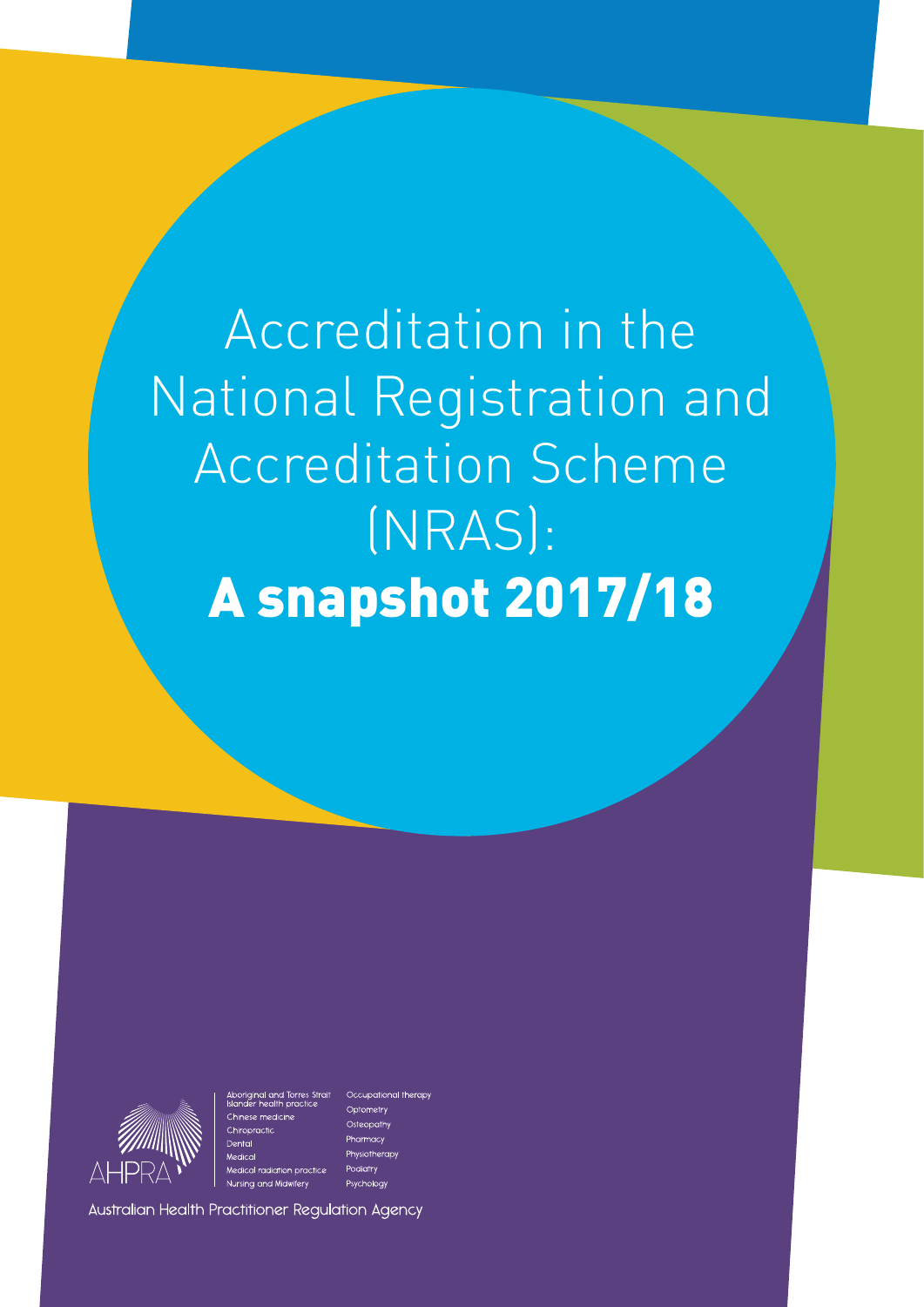# Accreditation in the National Registration and Accreditation Scheme (NRAS): **A snapshot 2017/18**

AHPRA

Aboriginal and Torres Strait Islander health practice
Chinese medicine
Chiropractic
Dental
Medical
Medical radiation practice
Nursing and Midwifery
Occupational therapy
Optometry
Osteopathy
Pharmacy
Physiotherapy
Podiatry
Psychology

Australian Health Practitioner Regulation Agency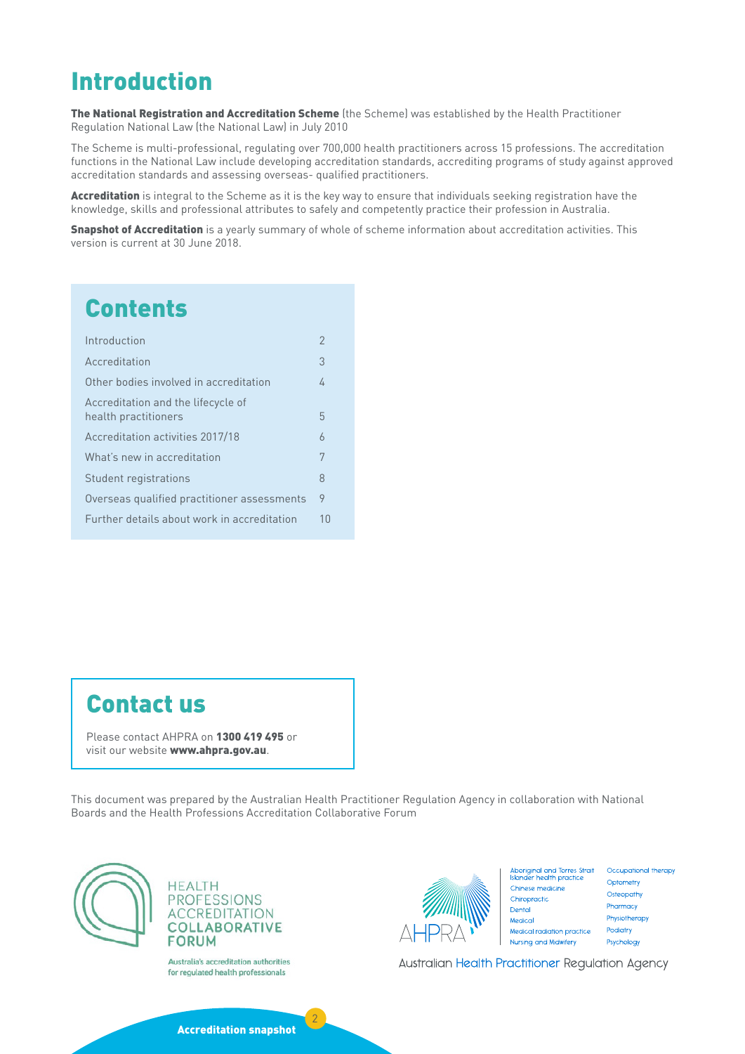# Introduction

**The National Registration and Accreditation Scheme** (the Scheme) was established by the Health Practitioner Regulation National Law (the National Law) in July 2010

The Scheme is multi-professional, regulating over 700,000 health practitioners across 15 professions. The accreditation functions in the National Law include developing accreditation standards, accrediting programs of study against approved accreditation standards and assessing overseas- qualified practitioners.

**Accreditation** is integral to the Scheme as it is the key way to ensure that individuals seeking registration have the knowledge, skills and professional attributes to safely and competently practice their profession in Australia.

**Snapshot of Accreditation** is a yearly summary of whole of scheme information about accreditation activities. This version is current at 30 June 2018.

## Contents

| | |
|---|---|
| Introduction | 2 |
| Accreditation | 3 |
| Other bodies involved in accreditation | 4 |
| Accreditation and the lifecycle of health practitioners | 5 |
| Accreditation activities 2017/18 | 6 |
| What's new in accreditation | 7 |
| Student registrations | 8 |
| Overseas qualified practitioner assessments | 9 |
| Further details about work in accreditation | 10 |

## Contact us

Please contact AHPRA on **1300 419 495** or visit our website **www.ahpra.gov.au**.

This document was prepared by the Australian Health Practitioner Regulation Agency in collaboration with National Boards and the Health Professions Accreditation Collaborative Forum

HEALTH PROFESSIONS ACCREDITATION COLLABORATIVE FORUM

Australia's accreditation authorities for regulated health professionals

AHPRA

Aboriginal and Torres Strait Islander health practice
Chinese medicine
Chiropractic
Dental
Medical
Medical radiation practice
Nursing and Midwifery
Occupational therapy
Optometry
Osteopathy
Pharmacy
Physiotherapy
Podiatry
Psychology

Australian Health Practitioner Regulation Agency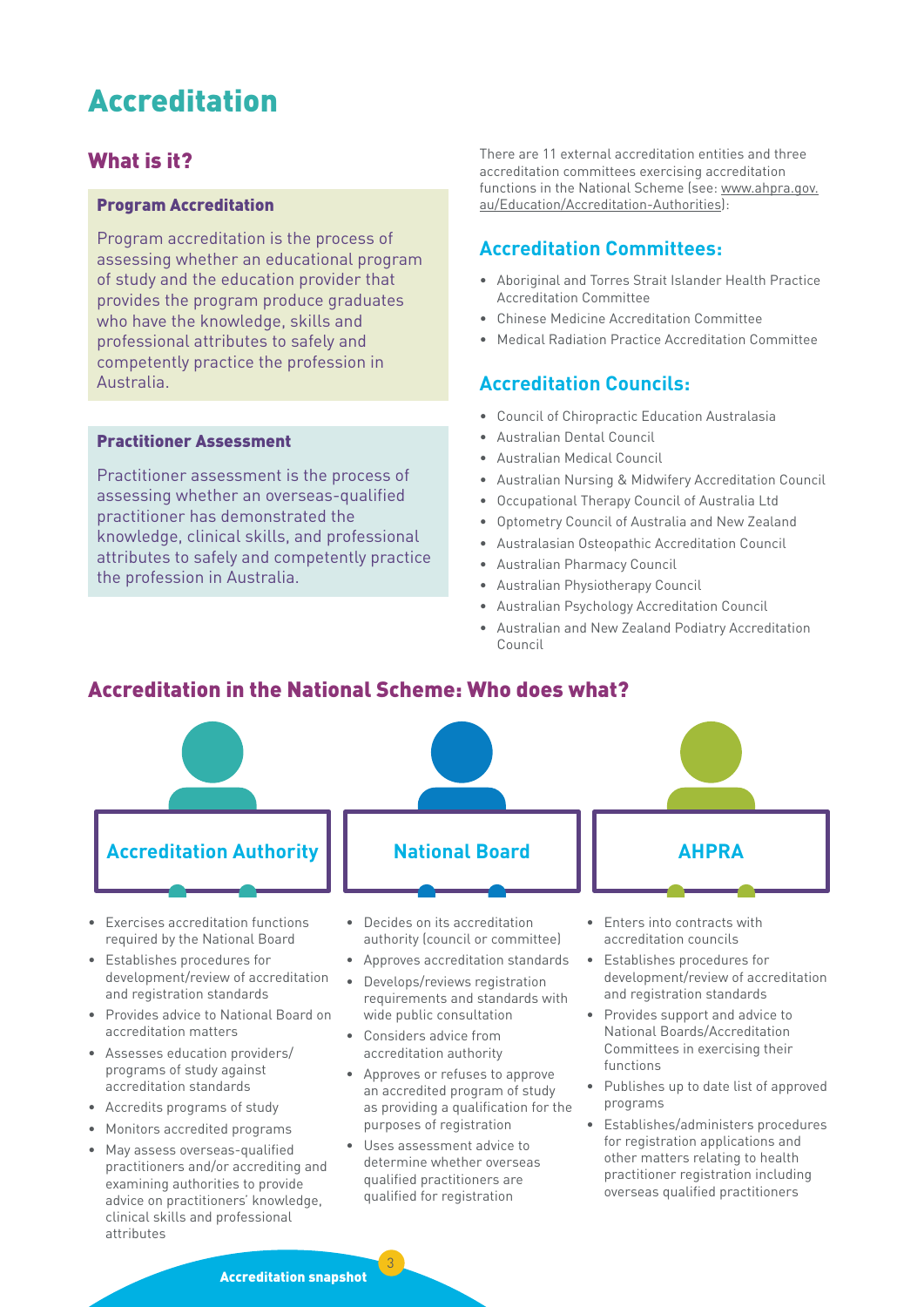# Accreditation

## What is it?

### Program Accreditation

Program accreditation is the process of assessing whether an educational program of study and the education provider that provides the program produce graduates who have the knowledge, skills and professional attributes to safely and competently practice the profession in Australia.

### Practitioner Assessment

Practitioner assessment is the process of assessing whether an overseas-qualified practitioner has demonstrated the knowledge, clinical skills, and professional attributes to safely and competently practice the profession in Australia.

There are 11 external accreditation entities and three accreditation committees exercising accreditation functions in the National Scheme (see: www.ahpra.gov.au/Education/Accreditation-Authorities):

### Accreditation Committees:

- Aboriginal and Torres Strait Islander Health Practice Accreditation Committee
- Chinese Medicine Accreditation Committee
- Medical Radiation Practice Accreditation Committee

### Accreditation Councils:

- Council of Chiropractic Education Australasia
- Australian Dental Council
- Australian Medical Council
- Australian Nursing & Midwifery Accreditation Council
- Occupational Therapy Council of Australia Ltd
- Optometry Council of Australia and New Zealand
- Australasian Osteopathic Accreditation Council
- Australian Pharmacy Council
- Australian Physiotherapy Council
- Australian Psychology Accreditation Council
- Australian and New Zealand Podiatry Accreditation Council

## Accreditation in the National Scheme: Who does what?

### Accreditation Authority

- Exercises accreditation functions required by the National Board
- Establishes procedures for development/review of accreditation and registration standards
- Provides advice to National Board on accreditation matters
- Assesses education providers/ programs of study against accreditation standards
- Accredits programs of study
- Monitors accredited programs
- May assess overseas-qualified practitioners and/or accrediting and examining authorities to provide advice on practitioners' knowledge, clinical skills and professional attributes

### National Board

- Decides on its accreditation authority (council or committee)
- Approves accreditation standards
- Develops/reviews registration requirements and standards with wide public consultation
- Considers advice from accreditation authority
- Approves or refuses to approve an accredited program of study as providing a qualification for the purposes of registration
- Uses assessment advice to determine whether overseas qualified practitioners are qualified for registration

### AHPRA

- Enters into contracts with accreditation councils
- Establishes procedures for development/review of accreditation and registration standards
- Provides support and advice to National Boards/Accreditation Committees in exercising their functions
- Publishes up to date list of approved programs
- Establishes/administers procedures for registration applications and other matters relating to health practitioner registration including overseas qualified practitioners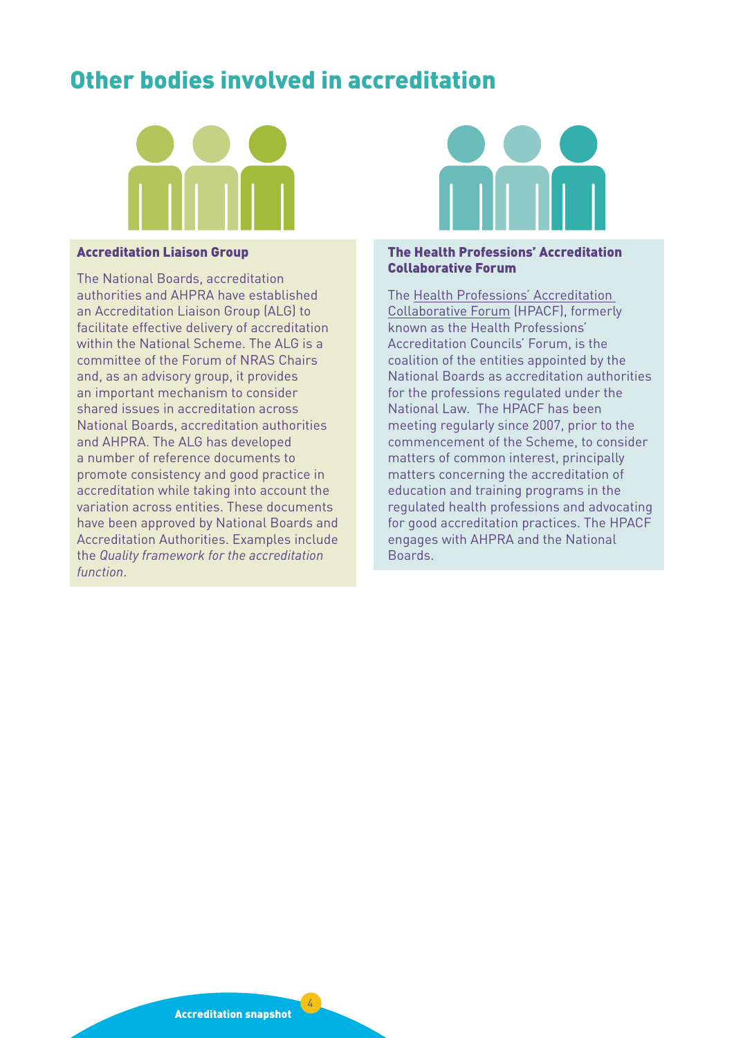# Other bodies involved in accreditation

### Accreditation Liaison Group

The National Boards, accreditation authorities and AHPRA have established an Accreditation Liaison Group (ALG) to facilitate effective delivery of accreditation within the National Scheme. The ALG is a committee of the Forum of NRAS Chairs and, as an advisory group, it provides an important mechanism to consider shared issues in accreditation across National Boards, accreditation authorities and AHPRA. The ALG has developed a number of reference documents to promote consistency and good practice in accreditation while taking into account the variation across entities. These documents have been approved by National Boards and Accreditation Authorities. Examples include the *Quality framework for the accreditation function*.

### The Health Professions' Accreditation Collaborative Forum

The Health Professions' Accreditation Collaborative Forum (HPACF), formerly known as the Health Professions' Accreditation Councils' Forum, is the coalition of the entities appointed by the National Boards as accreditation authorities for the professions regulated under the National Law. The HPACF has been meeting regularly since 2007, prior to the commencement of the Scheme, to consider matters of common interest, principally matters concerning the accreditation of education and training programs in the regulated health professions and advocating for good accreditation practices. The HPACF engages with AHPRA and the National Boards.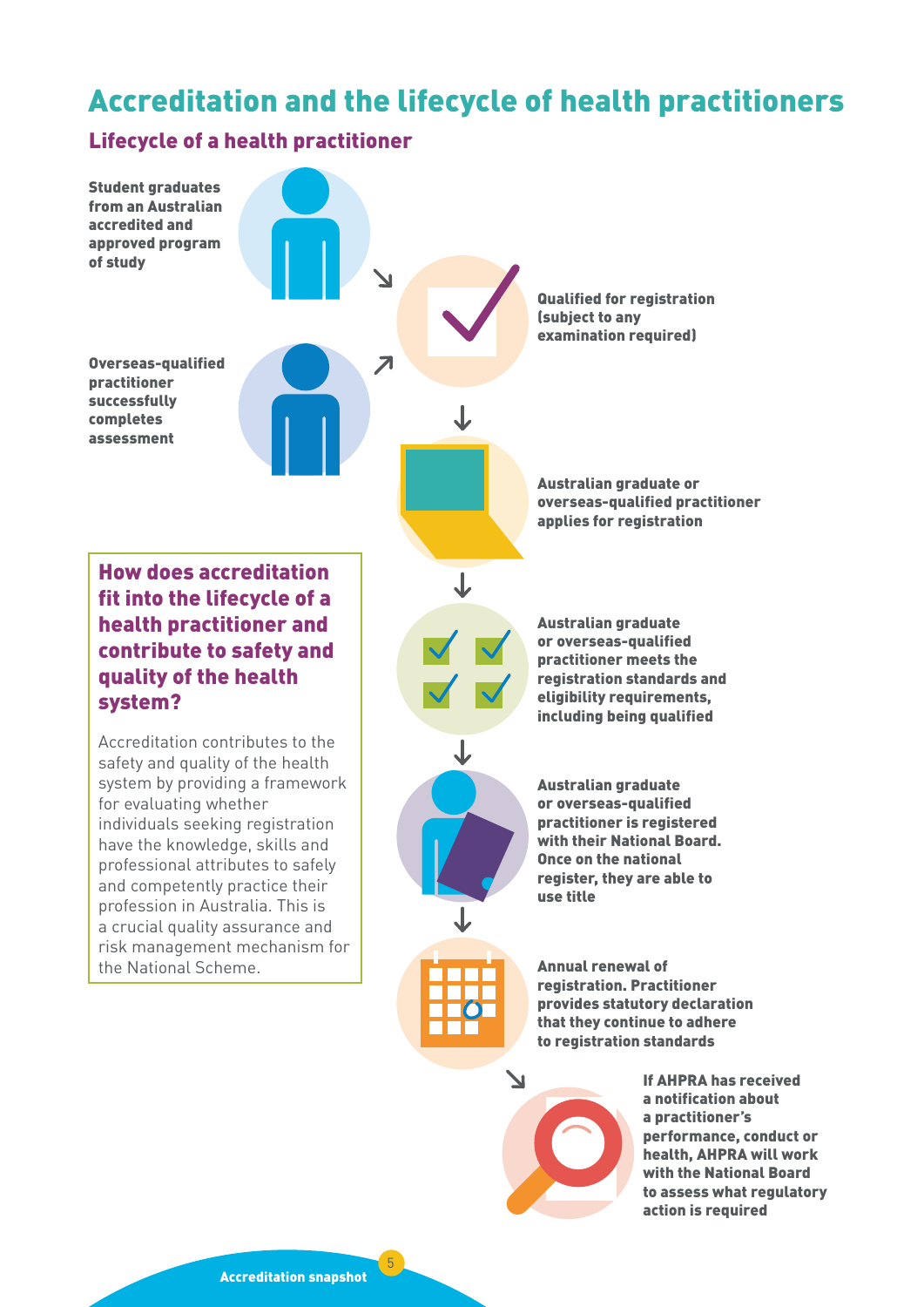# Accreditation and the lifecycle of health practitioners

## Lifecycle of a health practitioner

**Student graduates from an Australian accredited and approved program of study**

**Overseas-qualified practitioner successfully completes assessment**

**Qualified for registration (subject to any examination required)**

**Australian graduate or overseas-qualified practitioner applies for registration**

**Australian graduate or overseas-qualified practitioner meets the registration standards and eligibility requirements, including being qualified**

**Australian graduate or overseas-qualified practitioner is registered with their National Board. Once on the national register, they are able to use title**

**Annual renewal of registration. Practitioner provides statutory declaration that they continue to adhere to registration standards**

**If AHPRA has received a notification about a practitioner's performance, conduct or health, AHPRA will work with the National Board to assess what regulatory action is required**

### How does accreditation fit into the lifecycle of a health practitioner and contribute to safety and quality of the health system?

Accreditation contributes to the safety and quality of the health system by providing a framework for evaluating whether individuals seeking registration have the knowledge, skills and professional attributes to safely and competently practice their profession in Australia. This is a crucial quality assurance and risk management mechanism for the National Scheme.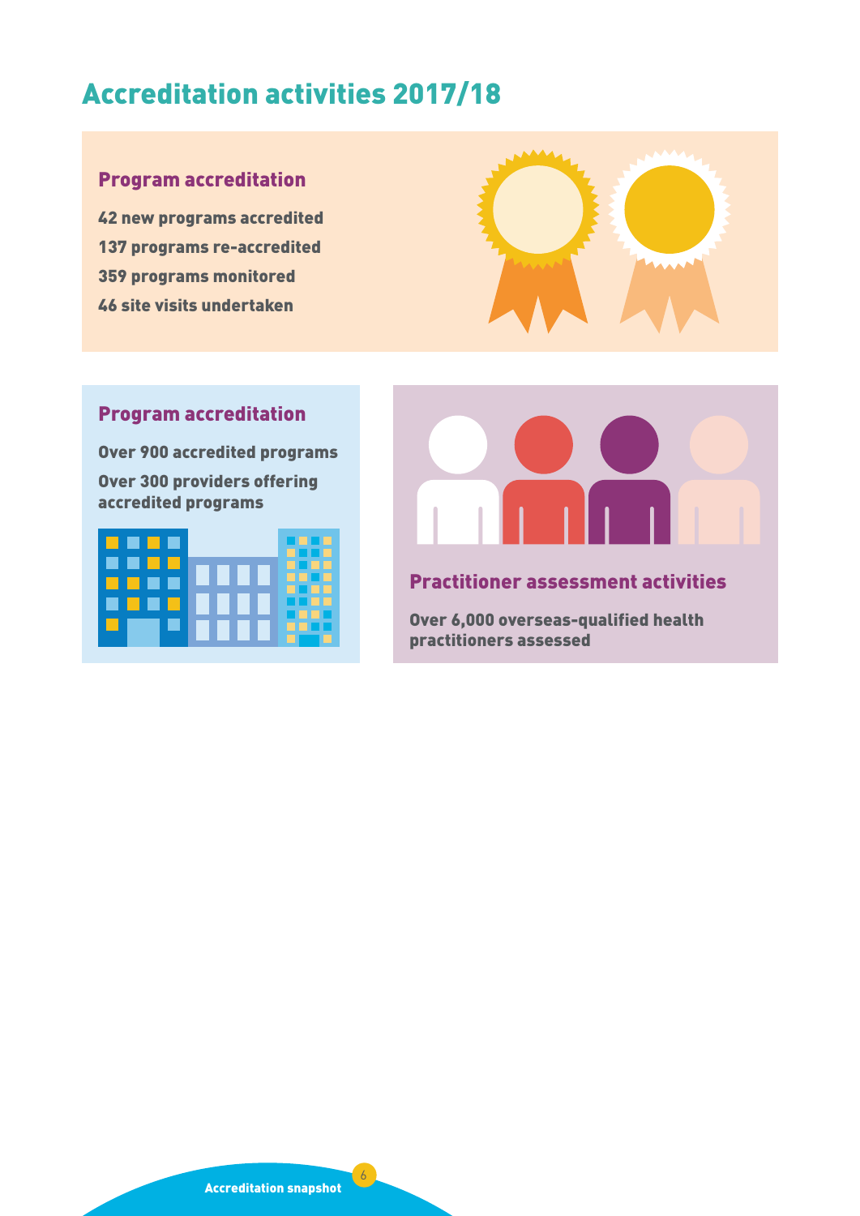# Accreditation activities 2017/18

## Program accreditation

**42 new programs accredited**

**137 programs re-accredited**

**359 programs monitored**

**46 site visits undertaken**

## Program accreditation

**Over 900 accredited programs**

**Over 300 providers offering accredited programs**

## Practitioner assessment activities

**Over 6,000 overseas-qualified health practitioners assessed**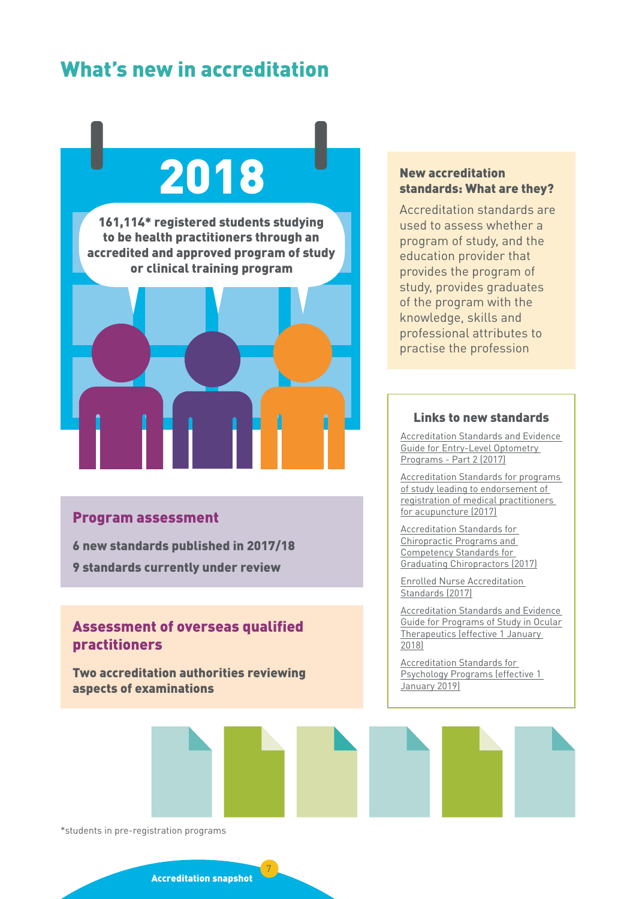# What's new in accreditation

## 2018

**161,114* registered students studying to be health practitioners through an accredited and approved program of study or clinical training program**

### Program assessment

**6 new standards published in 2017/18**

**9 standards currently under review**

### Assessment of overseas qualified practitioners

**Two accreditation authorities reviewing aspects of examinations**

### New accreditation standards: What are they?

Accreditation standards are used to assess whether a program of study, and the education provider that provides the program of study, provides graduates of the program with the knowledge, skills and professional attributes to practise the profession

### Links to new standards

- Accreditation Standards and Evidence Guide for Entry-Level Optometry Programs - Part 2 (2017)
- Accreditation Standards for programs of study leading to endorsement of registration of medical practitioners for acupuncture (2017)
- Accreditation Standards for Chiropractic Programs and Competency Standards for Graduating Chiropractors (2017)
- Enrolled Nurse Accreditation Standards (2017)
- Accreditation Standards and Evidence Guide for Programs of Study in Ocular Therapeutics (effective 1 January 2018)
- Accreditation Standards for Psychology Programs (effective 1 January 2019)

*students in pre-registration programs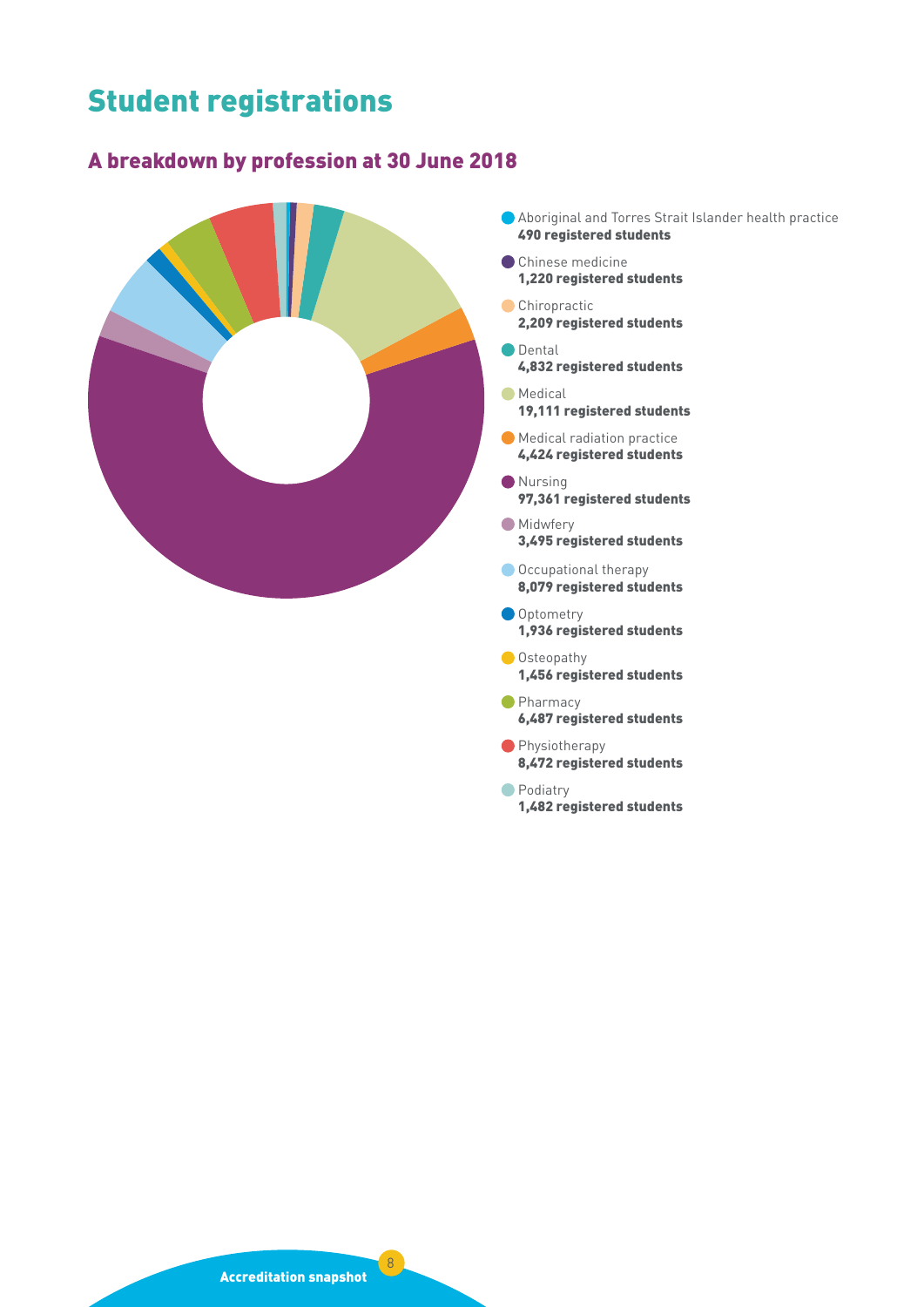# Student registrations

## A breakdown by profession at 30 June 2018

- Aboriginal and Torres Strait Islander health practice
  **490 registered students**
- Chinese medicine
  **1,220 registered students**
- Chiropractic
  **2,209 registered students**
- Dental
  **4,832 registered students**
- Medical
  **19,111 registered students**
- Medical radiation practice
  **4,424 registered students**
- Nursing
  **97,361 registered students**
- Midwfery
  **3,495 registered students**
- Occupational therapy
  **8,079 registered students**
- Optometry
  **1,936 registered students**
- Osteopathy
  **1,456 registered students**
- Pharmacy
  **6,487 registered students**
- Physiotherapy
  **8,472 registered students**
- Podiatry
  **1,482 registered students**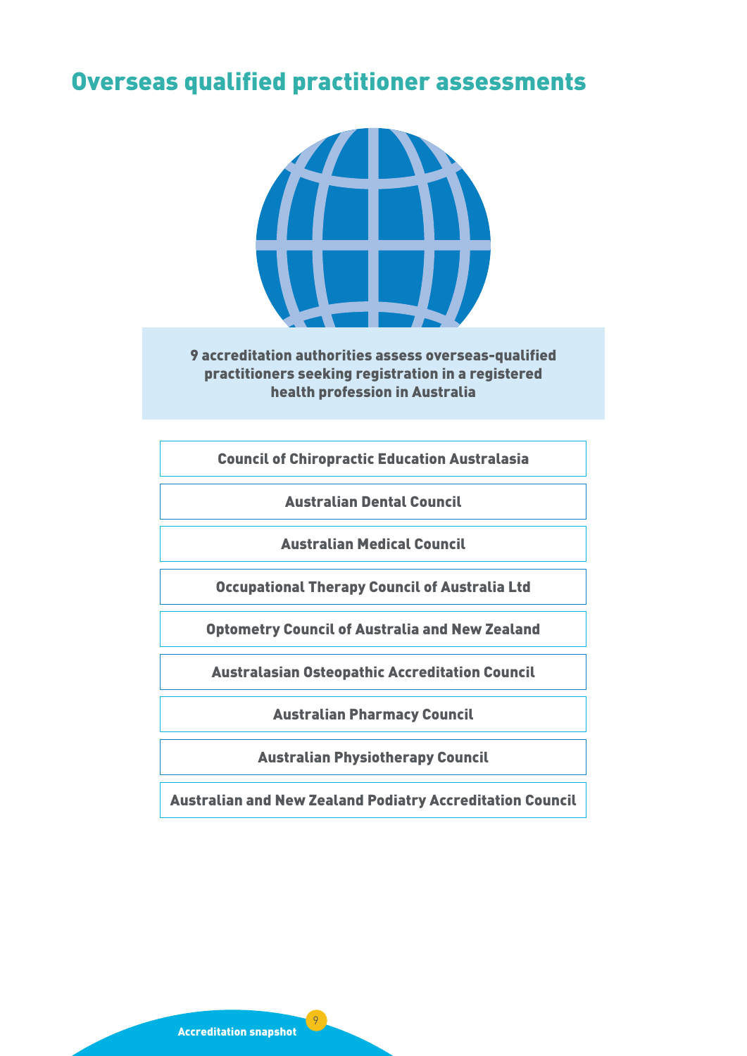# Overseas qualified practitioner assessments

**9 accreditation authorities assess overseas-qualified practitioners seeking registration in a registered health profession in Australia**

- Council of Chiropractic Education Australasia
- Australian Dental Council
- Australian Medical Council
- Occupational Therapy Council of Australia Ltd
- Optometry Council of Australia and New Zealand
- Australasian Osteopathic Accreditation Council
- Australian Pharmacy Council
- Australian Physiotherapy Council
- Australian and New Zealand Podiatry Accreditation Council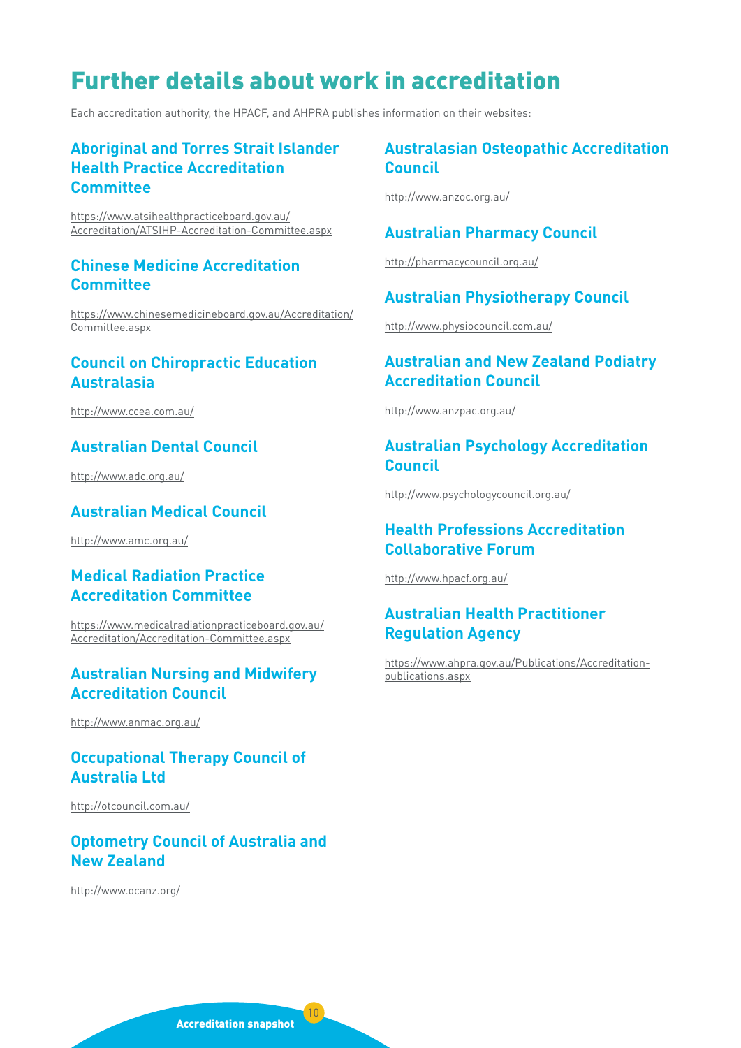# Further details about work in accreditation

Each accreditation authority, the HPACF, and AHPRA publishes information on their websites:

### Aboriginal and Torres Strait Islander Health Practice Accreditation Committee

https://www.atsihealthpracticeboard.gov.au/Accreditation/ATSIHP-Accreditation-Committee.aspx

### Chinese Medicine Accreditation Committee

https://www.chinesemedicineboard.gov.au/Accreditation/Committee.aspx

### Council on Chiropractic Education Australasia

http://www.ccea.com.au/

### Australian Dental Council

http://www.adc.org.au/

### Australian Medical Council

http://www.amc.org.au/

### Medical Radiation Practice Accreditation Committee

https://www.medicalradiationpracticeboard.gov.au/Accreditation/Accreditation-Committee.aspx

### Australian Nursing and Midwifery Accreditation Council

http://www.anmac.org.au/

### Occupational Therapy Council of Australia Ltd

http://otcouncil.com.au/

### Optometry Council of Australia and New Zealand

http://www.ocanz.org/

### Australasian Osteopathic Accreditation Council

http://www.anzoc.org.au/

### Australian Pharmacy Council

http://pharmacycouncil.org.au/

### Australian Physiotherapy Council

http://www.physiocouncil.com.au/

### Australian and New Zealand Podiatry Accreditation Council

http://www.anzpac.org.au/

### Australian Psychology Accreditation Council

http://www.psychologycouncil.org.au/

### Health Professions Accreditation Collaborative Forum

http://www.hpacf.org.au/

### Australian Health Practitioner Regulation Agency

https://www.ahpra.gov.au/Publications/Accreditation-publications.aspx